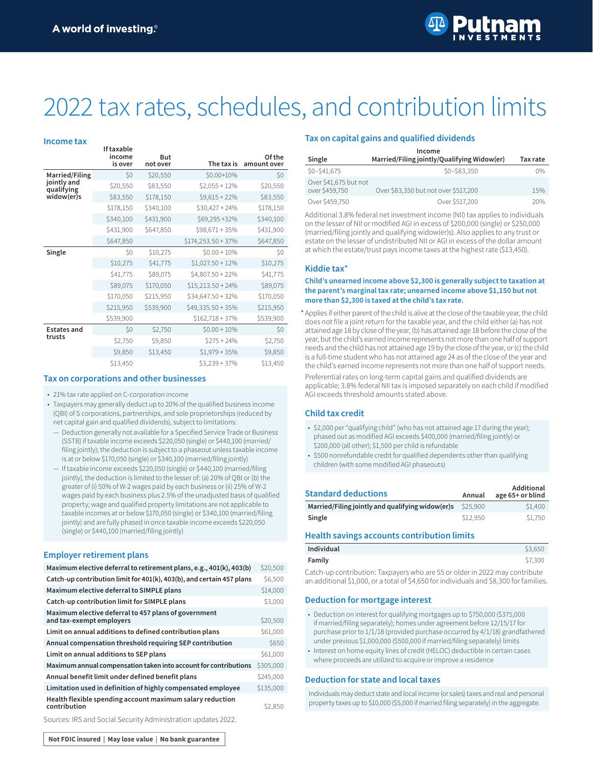A world of investing.®

Putnam INVESTMENTS

# 2022 tax rates, schedules, and contribution limits

## Income tax

| | If taxable income is over | But not over | The tax is | Of the amount over |
|---|---|---|---|---|
| **Married/Filing jointly and qualifying widow(er)s** | $0 | $20,550 | $0.00+10% | $0 |
| | $20,550 | $83,550 | $2,055 + 12% | $20,550 |
| | $83,550 | $178,150 | $9,615 + 22% | $83,550 |
| | $178,150 | $340,100 | $30,427 + 24% | $178,150 |
| | $340,100 | $431,900 | $69,295 +32% | $340,100 |
| | $431,900 | $647,850 | $98,671 + 35% | $431,900 |
| | $647,850 | | $174,253.50 + 37% | $647,850 |
| **Single** | $0 | $10,275 | $0.00 + 10% | $0 |
| | $10,275 | $41,775 | $1,027.50 + 12% | $10,275 |
| | $41,775 | $89,075 | $4,807.50 + 22% | $41,775 |
| | $89,075 | $170,050 | $15,213.50 + 24% | $89,075 |
| | $170,050 | $215,950 | $34,647.50 + 32% | $170,050 |
| | $215,950 | $539,900 | $49,335.50 + 35% | $215,950 |
| | $539,900 | | $162,718 + 37% | $539,900 |
| **Estates and trusts** | $0 | $2,750 | $0.00 + 10% | $0 |
| | $2,750 | $9,850 | $275 + 24% | $2,750 |
| | $9,850 | $13,450 | $1,979 + 35% | $9,850 |
| | $13,450 | | $3,239 + 37% | $13,450 |

## Tax on corporations and other businesses

- 21% tax rate applied on C-corporation income
- Taxpayers may generally deduct up to 20% of the qualified business income (QBI) of S corporations, partnerships, and sole proprietorships (reduced by net capital gain and qualified dividends), subject to limitations:
  - Deduction generally not available for a Specified Service Trade or Business (SSTB) if taxable income exceeds $220,050 (single) or $440,100 (married/filing jointly); the deduction is subject to a phaseout unless taxable income is at or below $170,050 (single) or $340,100 (married/filing jointly)
  - If taxable income exceeds $220,050 (single) or $440,100 (married/filing jointly), the deduction is limited to the lesser of: (a) 20% of QBI or (b) the greater of (i) 50% of W-2 wages paid by each business or (ii) 25% of W-2 wages paid by each business plus 2.5% of the unadjusted basis of qualified property; wage and qualified property limitations are not applicable to taxable incomes at or below $170,050 (single) or $340,100 (married/filing jointly) and are fully phased in once taxable income exceeds $220,050 (single) or $440,100 (married/filing jointly)

## Employer retirement plans

| | |
|---|---|
| **Maximum elective deferral to retirement plans, e.g., 401(k), 403(b)** | $20,500 |
| **Catch-up contribution limit for 401(k), 403(b), and certain 457 plans** | $6,500 |
| **Maximum elective deferral to SIMPLE plans** | $14,000 |
| **Catch-up contribution limit for SIMPLE plans** | $3,000 |
| **Maximum elective deferral to 457 plans of government and tax-exempt employers** | $20,500 |
| **Limit on annual additions to defined contribution plans** | $61,000 |
| **Annual compensation threshold requiring SEP contribution** | $650 |
| **Limit on annual additions to SEP plans** | $61,000 |
| **Maximum annual compensation taken into account for contributions** | $305,000 |
| **Annual benefit limit under defined benefit plans** | $245,000 |
| **Limitation used in definition of highly compensated employee** | $135,000 |
| **Health flexible spending account maximum salary reduction contribution** | $2,850 |

Sources: IRS and Social Security Administration updates 2022.

**Not FDIC insured | May lose value | No bank guarantee**

## Tax on capital gains and qualified dividends

| Income: Single | Income: Married/Filing jointly/Qualifying Widow(er) | Tax rate |
|---|---|---|
| $0–$41,675 | $0–$83,350 | 0% |
| Over $41,675 but not over $459,750 | Over $83,350 but not over $517,200 | 15% |
| Over $459,750 | Over $517,200 | 20% |

Additional 3.8% federal net investment income (NII) tax applies to individuals on the lesser of NII or modified AGI in excess of $200,000 (single) or $250,000 (married/filing jointly and qualifying widow(er)s). Also applies to any trust or estate on the lesser of undistributed NII or AGI in excess of the dollar amount at which the estate/trust pays income taxes at the highest rate ($13,450).

## Kiddie tax*

**Child's unearned income above $2,300 is generally subject to taxation at the parent's marginal tax rate; unearned income above $1,150 but not more than $2,300 is taxed at the child's tax rate.**

* Applies if either parent of the child is alive at the close of the taxable year, the child does not file a joint return for the taxable year, and the child either (a) has not attained age 18 by close of the year, (b) has attained age 18 before the close of the year, but the child's earned income represents not more than one half of support needs and the child has not attained age 19 by the close of the year, or (c) the child is a full-time student who has not attained age 24 as of the close of the year and the child's earned income represents not more than one half of support needs.

Preferential rates on long-term capital gains and qualified dividends are applicable; 3.8% federal NII tax is imposed separately on each child if modified AGI exceeds threshold amounts stated above.

## Child tax credit

- $2,000 per "qualifying child" (who has not attained age 17 during the year); phased out as modified AGI exceeds $400,000 (married/filing jointly) or $200,000 (all other); $1,500 per child is refundable
- $500 nonrefundable credit for qualified dependents other than qualifying children (with some modified AGI phaseouts)

## Standard deductions

| | Annual | Additional age 65+ or blind |
|---|---|---|
| **Married/Filing jointly and qualifying widow(er)s** | $25,900 | $1,400 |
| **Single** | $12,950 | $1,750 |

## Health savings accounts contribution limits

| | |
|---|---|
| **Individual** | $3,650 |
| **Family** | $7,300 |

Catch-up contribution: Taxpayers who are 55 or older in 2022 may contribute an additional $1,000, or a total of $4,650 for individuals and $8,300 for families.

## Deduction for mortgage interest

- Deduction on interest for qualifying mortgages up to $750,000 ($375,000 if married/filing separately); homes under agreement before 12/15/17 for purchase prior to 1/1/18 (provided purchase occurred by 4/1/18) grandfathered under previous $1,000,000 ($500,000 if married/filing separately) limits
- Interest on home equity lines of credit (HELOC) deductible in certain cases where proceeds are utilized to acquire or improve a residence

## Deduction for state and local taxes

Individuals may deduct state and local income (or sales) taxes and real and personal property taxes up to $10,000 ($5,000 if married filing separately) in the aggregate.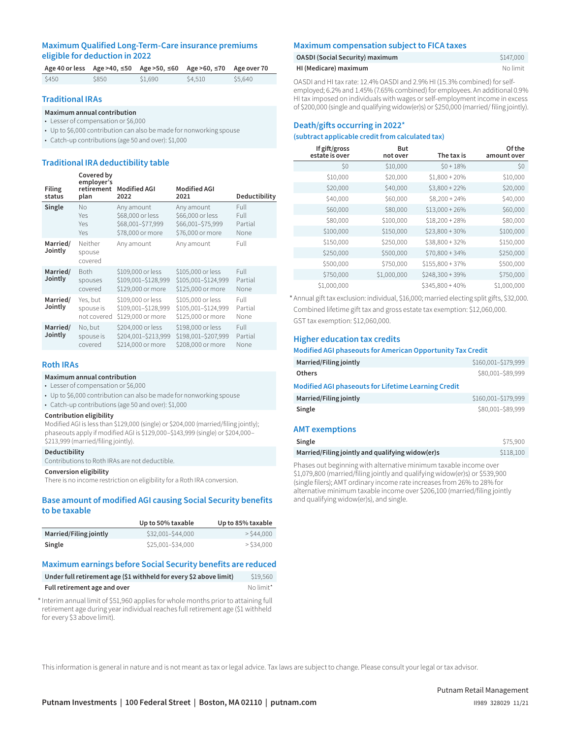## Maximum Qualified Long-Term-Care insurance premiums eligible for deduction in 2022

| Age 40 or less | Age >40, ≤50 | Age >50, ≤60 | Age >60, ≤70 | Age over 70 |
|---|---|---|---|---|
| $450 | $850 | $1,690 | $4,510 | $5,640 |

## Traditional IRAs

**Maximum annual contribution**

- Lesser of compensation or $6,000
- Up to $6,000 contribution can also be made for nonworking spouse
- Catch-up contributions (age 50 and over): $1,000

## Traditional IRA deductibility table

| Filing status | Covered by employer's retirement plan | Modified AGI 2022 | Modified AGI 2021 | Deductibility |
|---|---|---|---|---|
| **Single** | No<br>Yes<br>Yes<br>Yes | Any amount<br>$68,000 or less<br>$68,001–$77,999<br>$78,000 or more | Any amount<br>$66,000 or less<br>$66,001–$75,999<br>$76,000 or more | Full<br>Full<br>Partial<br>None |
| **Married/ Jointly** | Neither spouse covered | Any amount | Any amount | Full |
| **Married/ Jointly** | Both spouses covered | $109,000 or less<br>$109,001–$128,999<br>$129,000 or more | $105,000 or less<br>$105,001–$124,999<br>$125,000 or more | Full<br>Partial<br>None |
| **Married/ Jointly** | Yes, but spouse is not covered | $109,000 or less<br>$109,001–$128,999<br>$129,000 or more | $105,000 or less<br>$105,001–$124,999<br>$125,000 or more | Full<br>Partial<br>None |
| **Married/ Jointly** | No, but spouse is covered | $204,000 or less<br>$204,001–$213,999<br>$214,000 or more | $198,000 or less<br>$198,001–$207,999<br>$208,000 or more | Full<br>Partial<br>None |

## Roth IRAs

**Maximum annual contribution**

- Lesser of compensation or $6,000
- Up to $6,000 contribution can also be made for nonworking spouse
- Catch-up contributions (age 50 and over): $1,000

**Contribution eligibility**

Modified AGI is less than $129,000 (single) or $204,000 (married/filing jointly); phaseouts apply if modified AGI is $129,000–$143,999 (single) or $204,000–$213,999 (married/filing jointly).

**Deductibility**

Contributions to Roth IRAs are not deductible.

**Conversion eligibility**

There is no income restriction on eligibility for a Roth IRA conversion.

## Base amount of modified AGI causing Social Security benefits to be taxable

| | Up to 50% taxable | Up to 85% taxable |
|---|---|---|
| **Married/Filing jointly** | $32,001–$44,000 | > $44,000 |
| **Single** | $25,001–$34,000 | > $34,000 |

## Maximum earnings before Social Security benefits are reduced

| | |
|---|---|
| **Under full retirement age ($1 withheld for every $2 above limit)** | $19,560 |
| **Full retirement age and over** | No limit* |

* Interim annual limit of $51,960 applies for whole months prior to attaining full retirement age during year individual reaches full retirement age ($1 withheld for every $3 above limit).

## Maximum compensation subject to FICA taxes

| | |
|---|---|
| **OASDI (Social Security) maximum** | $147,000 |
| **HI (Medicare) maximum** | No limit |

OASDI and HI tax rate: 12.4% OASDI and 2.9% HI (15.3% combined) for self-employed; 6.2% and 1.45% (7.65% combined) for employees. An additional 0.9% HI tax imposed on individuals with wages or self-employment income in excess of $200,000 (single and qualifying widow(er)s) or $250,000 (married/ filing jointly).

## Death/gifts occurring in 2022*

### (subtract applicable credit from calculated tax)

| If gift/gross estate is over | But not over | The tax is | Of the amount over |
|---|---|---|---|
| $0 | $10,000 | $0 + 18% | $0 |
| $10,000 | $20,000 | $1,800 + 20% | $10,000 |
| $20,000 | $40,000 | $3,800 + 22% | $20,000 |
| $40,000 | $60,000 | $8,200 + 24% | $40,000 |
| $60,000 | $80,000 | $13,000 + 26% | $60,000 |
| $80,000 | $100,000 | $18,200 + 28% | $80,000 |
| $100,000 | $150,000 | $23,800 + 30% | $100,000 |
| $150,000 | $250,000 | $38,800 + 32% | $150,000 |
| $250,000 | $500,000 | $70,800 + 34% | $250,000 |
| $500,000 | $750,000 | $155,800 + 37% | $500,000 |
| $750,000 | $1,000,000 | $248,300 + 39% | $750,000 |
| $1,000,000 | | $345,800 + 40% | $1,000,000 |

* Annual gift tax exclusion: individual, $16,000; married electing split gifts, $32,000. Combined lifetime gift tax and gross estate tax exemption: $12,060,000. GST tax exemption: $12,060,000.

## Higher education tax credits

### Modified AGI phaseouts for American Opportunity Tax Credit

| | |
|---|---|
| **Married/Filing jointly** | $160,001–$179,999 |
| **Others** | $80,001–$89,999 |

### Modified AGI phaseouts for Lifetime Learning Credit

| | |
|---|---|
| **Married/Filing jointly** | $160,001–$179,999 |
| **Single** | $80,001–$89,999 |

## AMT exemptions

| | |
|---|---|
| **Single** | $75,900 |
| **Married/Filing jointly and qualifying widow(er)s** | $118,100 |

Phases out beginning with alternative minimum taxable income over $1,079,800 (married/filing jointly and qualifying widow(er)s) or $539,900 (single filers); AMT ordinary income rate increases from 26% to 28% for alternative minimum taxable income over $206,100 (married/filing jointly and qualifying widow(er)s), and single.

This information is general in nature and is not meant as tax or legal advice. Tax laws are subject to change. Please consult your legal or tax advisor.

Putnam Retail Management

**Putnam Investments | 100 Federal Street | Boston, MA 02110 | putnam.com**

II989 328029 11/21